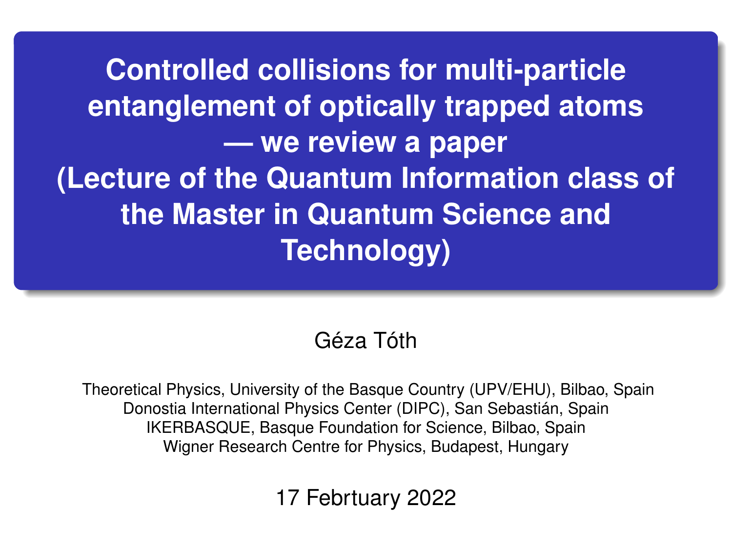# Controlled collisions for multi-particle entanglement of optically trapped atoms — we review a paper (Lecture of the Quantum Information class of the Master in Quantum Science and Technology)

Géza Tóth

Theoretical Physics, University of the Basque Country (UPV/EHU), Bilbao, Spain
Donostia International Physics Center (DIPC), San Sebastián, Spain
IKERBASQUE, Basque Foundation for Science, Bilbao, Spain
Wigner Research Centre for Physics, Budapest, Hungary

17 Febrtuary 2022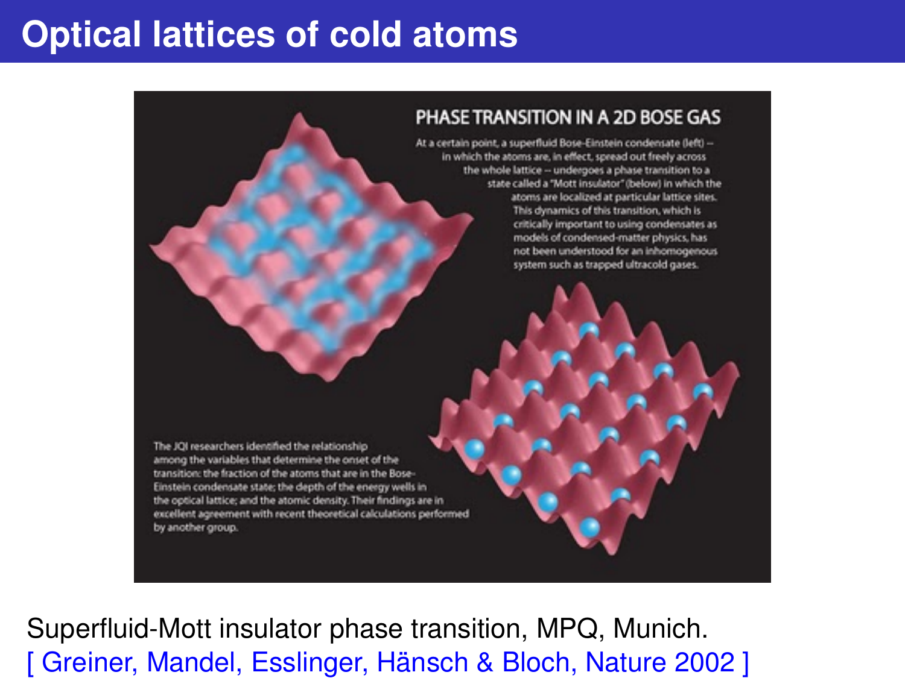# Optical lattices of cold atoms

PHASE TRANSITION IN A 2D BOSE GAS

At a certain point, a superfluid Bose-Einstein condensate (left) – in which the atoms are, in effect, spread out freely across the whole lattice – undergoes a phase transition to a state called a "Mott insulator" (below) in which the atoms are localized at particular lattice sites. This dynamics of this transition, which is critically important to using condensates as models of condensed-matter physics, has not been understood for an inhomogenous system such as trapped ultracold gases.

The JQI researchers identified the relationship among the variables that determine the onset of the transition: the fraction of the atoms that are in the Bose-Einstein condensate state; the depth of the energy wells in the optical lattice; and the atomic density. Their findings are in excellent agreement with recent theoretical calculations performed by another group.

Superfluid-Mott insulator phase transition, MPQ, Munich.
[ Greiner, Mandel, Esslinger, Hänsch & Bloch, Nature 2002 ]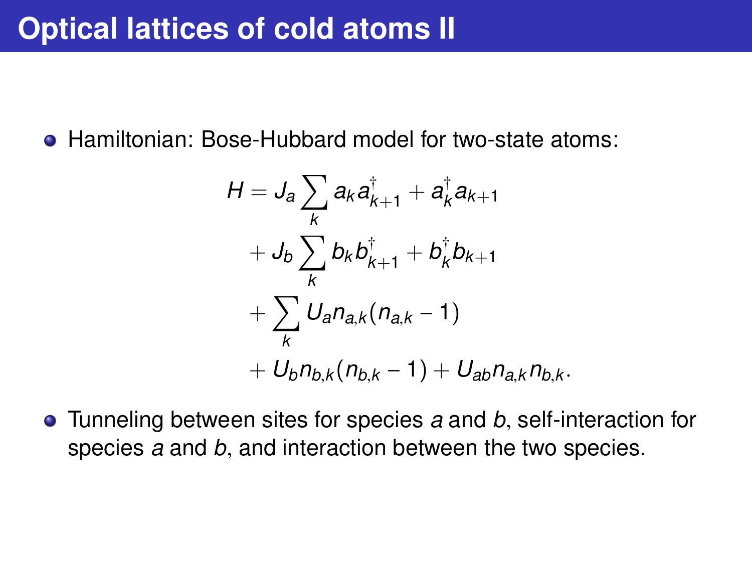# Optical lattices of cold atoms II

- Hamiltonian: Bose-Hubbard model for two-state atoms:

$$
\begin{aligned}
H = J_a \sum_k a_k a^\dagger_{k+1} + a^\dagger_k a_{k+1} \\
+ J_b \sum_k b_k b^\dagger_{k+1} + b^\dagger_k b_{k+1} \\
+ \sum_k U_a n_{a,k}(n_{a,k} - 1) \\
+ U_b n_{b,k}(n_{b,k} - 1) + U_{ab} n_{a,k} n_{b,k}.
\end{aligned}
$$

- Tunneling between sites for species *a* and *b*, self-interaction for species *a* and *b*, and interaction between the two species.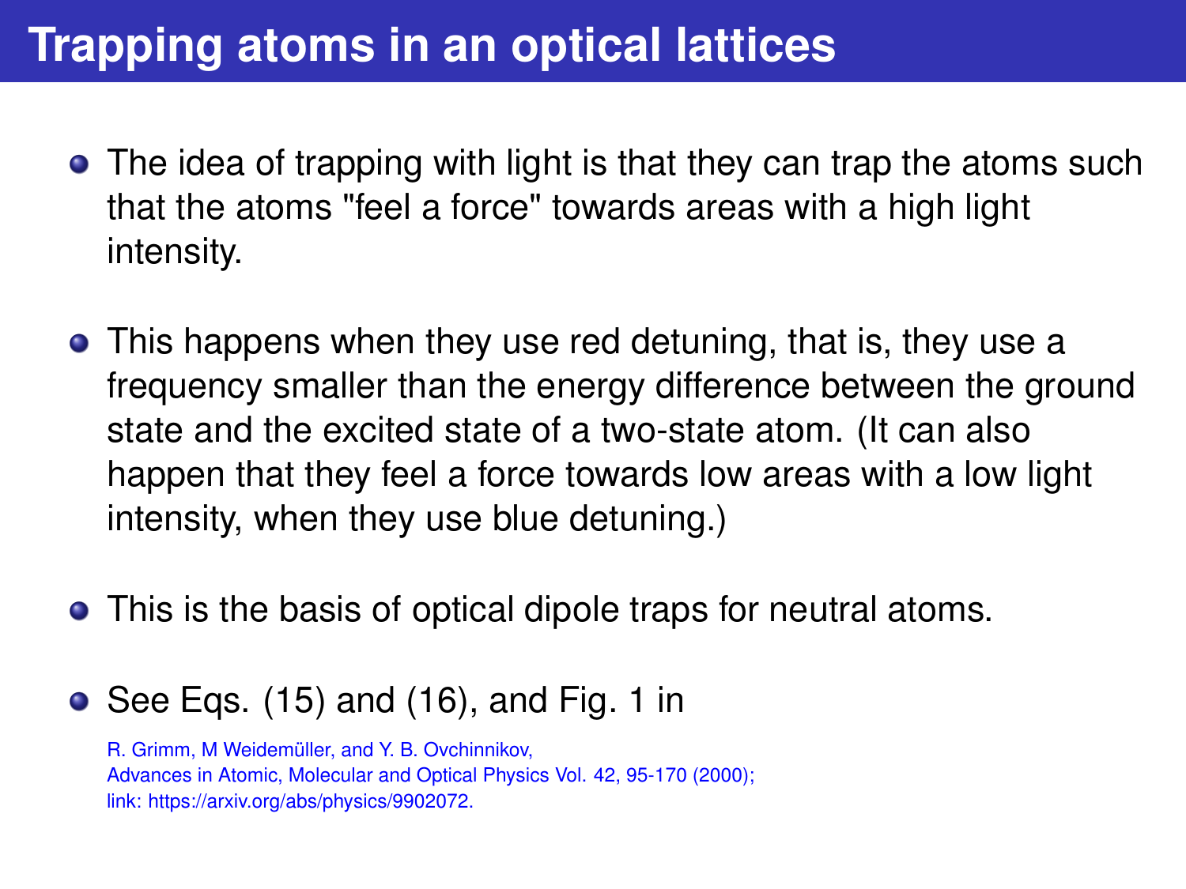# Trapping atoms in an optical lattices

- The idea of trapping with light is that they can trap the atoms such that the atoms "feel a force" towards areas with a high light intensity.

- This happens when they use red detuning, that is, they use a frequency smaller than the energy difference between the ground state and the excited state of a two-state atom. (It can also happen that they feel a force towards low areas with a low light intensity, when they use blue detuning.)

- This is the basis of optical dipole traps for neutral atoms.

- See Eqs. (15) and (16), and Fig. 1 in

  R. Grimm, M Weidemüller, and Y. B. Ovchinnikov,
  Advances in Atomic, Molecular and Optical Physics Vol. 42, 95-170 (2000);
  link: https://arxiv.org/abs/physics/9902072.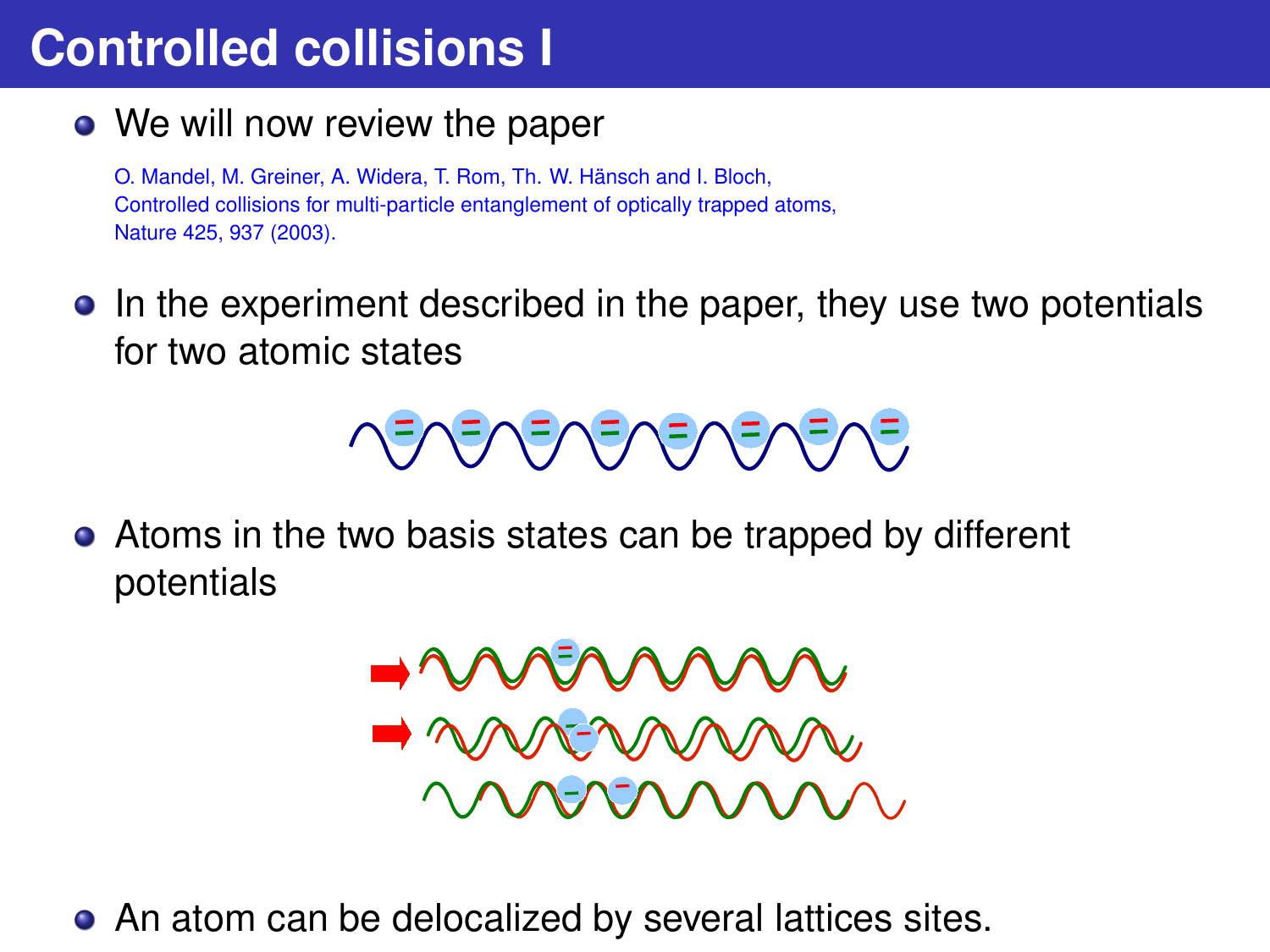# Controlled collisions I

- We will now review the paper

  O. Mandel, M. Greiner, A. Widera, T. Rom, Th. W. Hänsch and I. Bloch,
  Controlled collisions for multi-particle entanglement of optically trapped atoms,
  Nature 425, 937 (2003).

- In the experiment described in the paper, they use two potentials for two atomic states

- Atoms in the two basis states can be trapped by different potentials

- An atom can be delocalized by several lattices sites.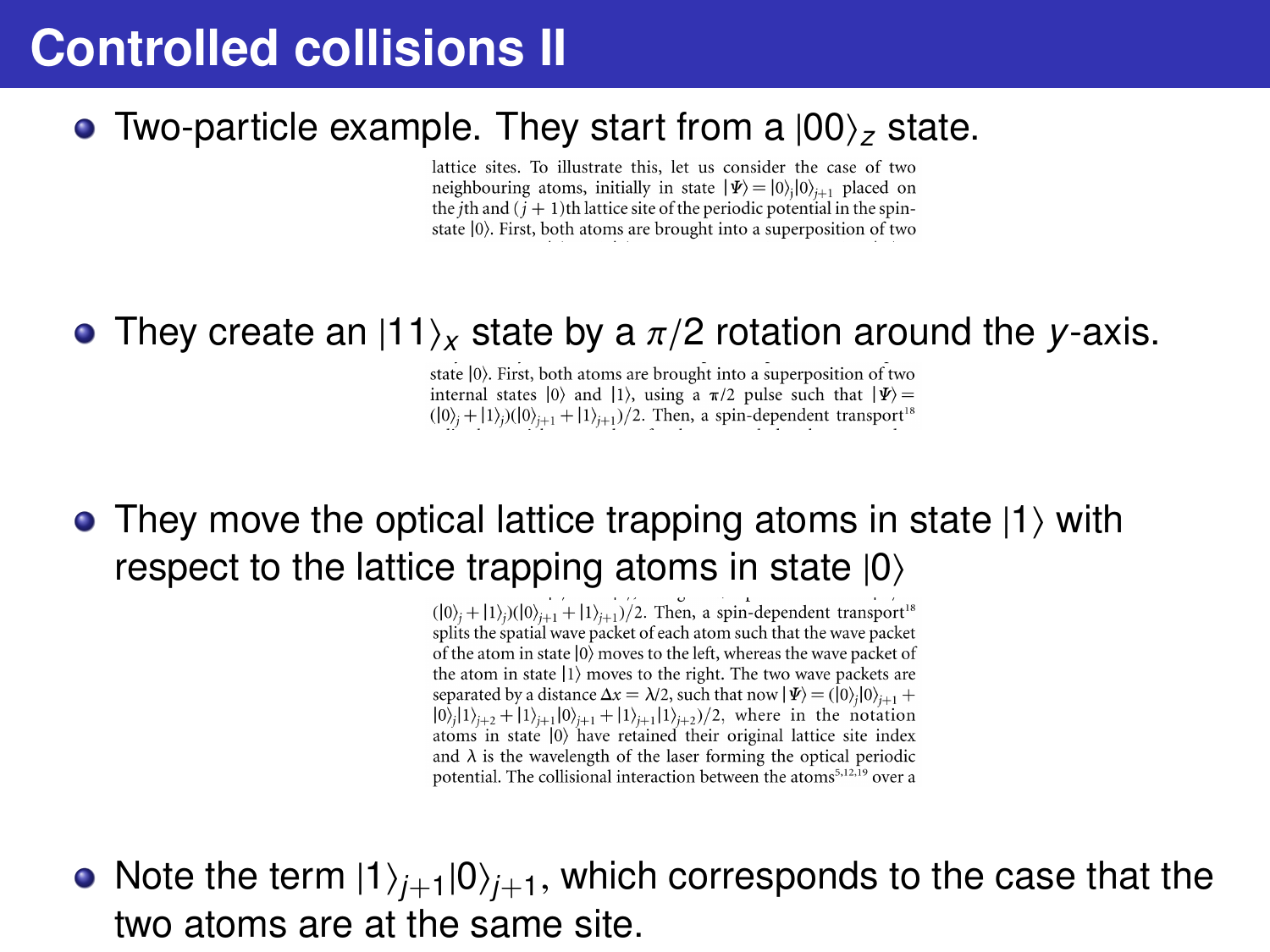# Controlled collisions II

- Two-particle example. They start from a $|00\rangle_z$ state.

> lattice sites. To illustrate this, let us consider the case of two neighbouring atoms, initially in state $|\Psi\rangle = |0\rangle_j|0\rangle_{j+1}$ placed on the $j$th and $(j+1)$th lattice site of the periodic potential in the spin-state $|0\rangle$. First, both atoms are brought into a superposition of two

- They create an $|11\rangle_x$ state by a $\pi/2$ rotation around the $y$-axis.

> state $|0\rangle$. First, both atoms are brought into a superposition of two internal states $|0\rangle$ and $|1\rangle$, using a $\pi/2$ pulse such that $|\Psi\rangle = (|0\rangle_j + |1\rangle_j)(|0\rangle_{j+1} + |1\rangle_{j+1})/2$. Then, a spin-dependent transport[18]

- They move the optical lattice trapping atoms in state $|1\rangle$ with respect to the lattice trapping atoms in state $|0\rangle$

> $(|0\rangle_j + |1\rangle_j)(|0\rangle_{j+1} + |1\rangle_{j+1})/2$. Then, a spin-dependent transport[18] splits the spatial wave packet of each atom such that the wave packet of the atom in state $|0\rangle$ moves to the left, whereas the wave packet of the atom in state $|1\rangle$ moves to the right. The two wave packets are separated by a distance $\Delta x = \lambda/2$, such that now $|\Psi\rangle = (|0\rangle_j|0\rangle_{j+1} + |0\rangle_j|1\rangle_{j+2} + |1\rangle_{j+1}|0\rangle_{j+1} + |1\rangle_{j+1}|1\rangle_{j+2})/2$, where in the notation atoms in state $|0\rangle$ have retained their original lattice site index and $\lambda$ is the wavelength of the laser forming the optical periodic potential. The collisional interaction between the atoms[5,12,19] over a

- Note the term $|1\rangle_{j+1}|0\rangle_{j+1}$, which corresponds to the case that the two atoms are at the same site.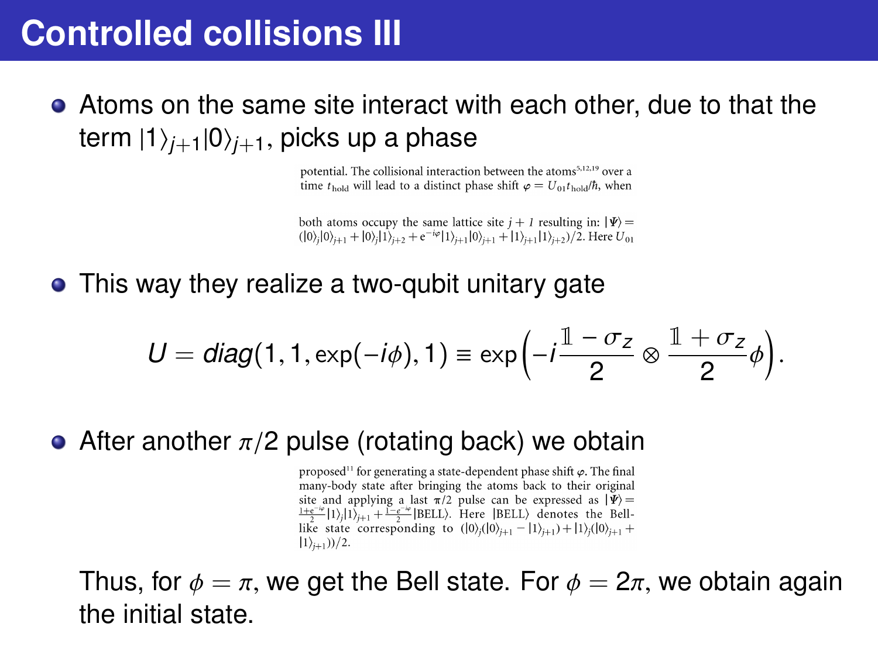# Controlled collisions III

- Atoms on the same site interact with each other, due to that the term $|1\rangle_{j+1}|0\rangle_{j+1}$, picks up a phase

  potential. The collisional interaction between the atoms[5,12,19] over a time $t_{\text{hold}}$ will lead to a distinct phase shift $\varphi = U_{01}t_{\text{hold}}/\hbar$, when

  both atoms occupy the same lattice site $j+1$ resulting in: $|\Psi\rangle = (|0\rangle_j|0\rangle_{j+1} + |0\rangle_j|1\rangle_{j+2} + e^{-i\varphi}|1\rangle_{j+1}|0\rangle_{j+1} + |1\rangle_{j+1}|1\rangle_{j+2})/2$. Here $U_{01}$

- This way they realize a two-qubit unitary gate

$$U = diag(1, 1, \exp(-i\phi), 1) \equiv \exp\left(-i\frac{\mathbb{1} - \sigma_z}{2} \otimes \frac{\mathbb{1} + \sigma_z}{2}\phi\right).$$

- After another $\pi/2$ pulse (rotating back) we obtain

  proposed[11] for generating a state-dependent phase shift $\varphi$. The final many-body state after bringing the atoms back to their original site and applying a last $\pi/2$ pulse can be expressed as $|\Psi\rangle = \frac{1+e^{-i\varphi}}{2}|1\rangle_j|1\rangle_{j+1} + \frac{1-e^{-i\varphi}}{2}|\text{BELL}\rangle$. Here $|\text{BELL}\rangle$ denotes the Bell-like state corresponding to $(|0\rangle_j(|0\rangle_{j+1} - |1\rangle_{j+1}) + |1\rangle_j(|0\rangle_{j+1} + |1\rangle_{j+1}))/2$.

  Thus, for $\phi = \pi$, we get the Bell state. For $\phi = 2\pi$, we obtain again the initial state.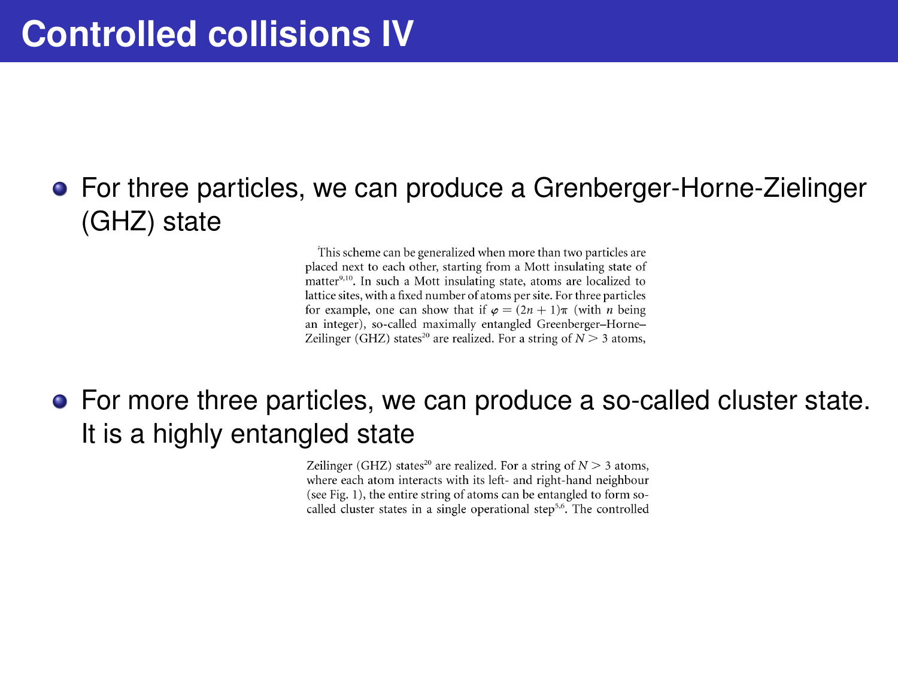# Controlled collisions IV

- For three particles, we can produce a Grenberger-Horne-Zielinger (GHZ) state

> This scheme can be generalized when more than two particles are placed next to each other, starting from a Mott insulating state of matter[9,10]. In such a Mott insulating state, atoms are localized to lattice sites, with a fixed number of atoms per site. For three particles for example, one can show that if $\varphi = (2n+1)\pi$ (with $n$ being an integer), so-called maximally entangled Greenberger–Horne–Zeilinger (GHZ) states[20] are realized. For a string of $N > 3$ atoms,

- For more three particles, we can produce a so-called cluster state. It is a highly entangled state

> Zeilinger (GHZ) states[20] are realized. For a string of $N > 3$ atoms, where each atom interacts with its left- and right-hand neighbour (see Fig. 1), the entire string of atoms can be entangled to form so-called cluster states in a single operational step[5,6]. The controlled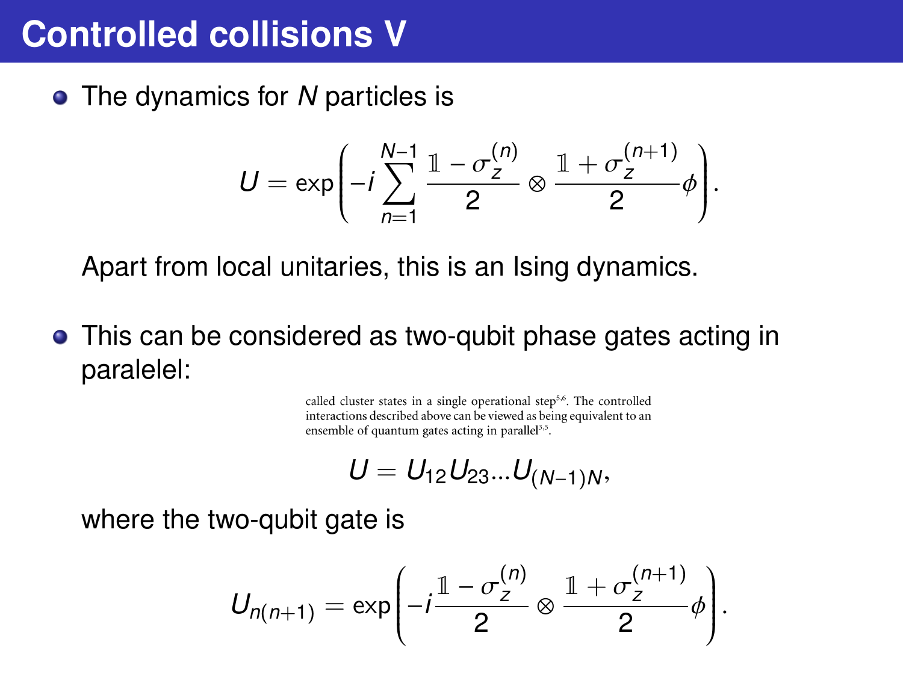# Controlled collisions V

- The dynamics for $N$ particles is

$$U = \exp\left(-i\sum_{n=1}^{N-1}\frac{\mathbb{1}-\sigma_z^{(n)}}{2}\otimes\frac{\mathbb{1}+\sigma_z^{(n+1)}}{2}\phi\right).$$

  Apart from local unitaries, this is an Ising dynamics.

- This can be considered as two-qubit phase gates acting in paralelel:

  called cluster states in a single operational step[5,6]. The controlled interactions described above can be viewed as being equivalent to an ensemble of quantum gates acting in parallel[3,5].

$$U = U_{12}U_{23}...U_{(N-1)N},$$

  where the two-qubit gate is

$$U_{n(n+1)} = \exp\left(-i\frac{\mathbb{1}-\sigma_z^{(n)}}{2}\otimes\frac{\mathbb{1}+\sigma_z^{(n+1)}}{2}\phi\right).$$